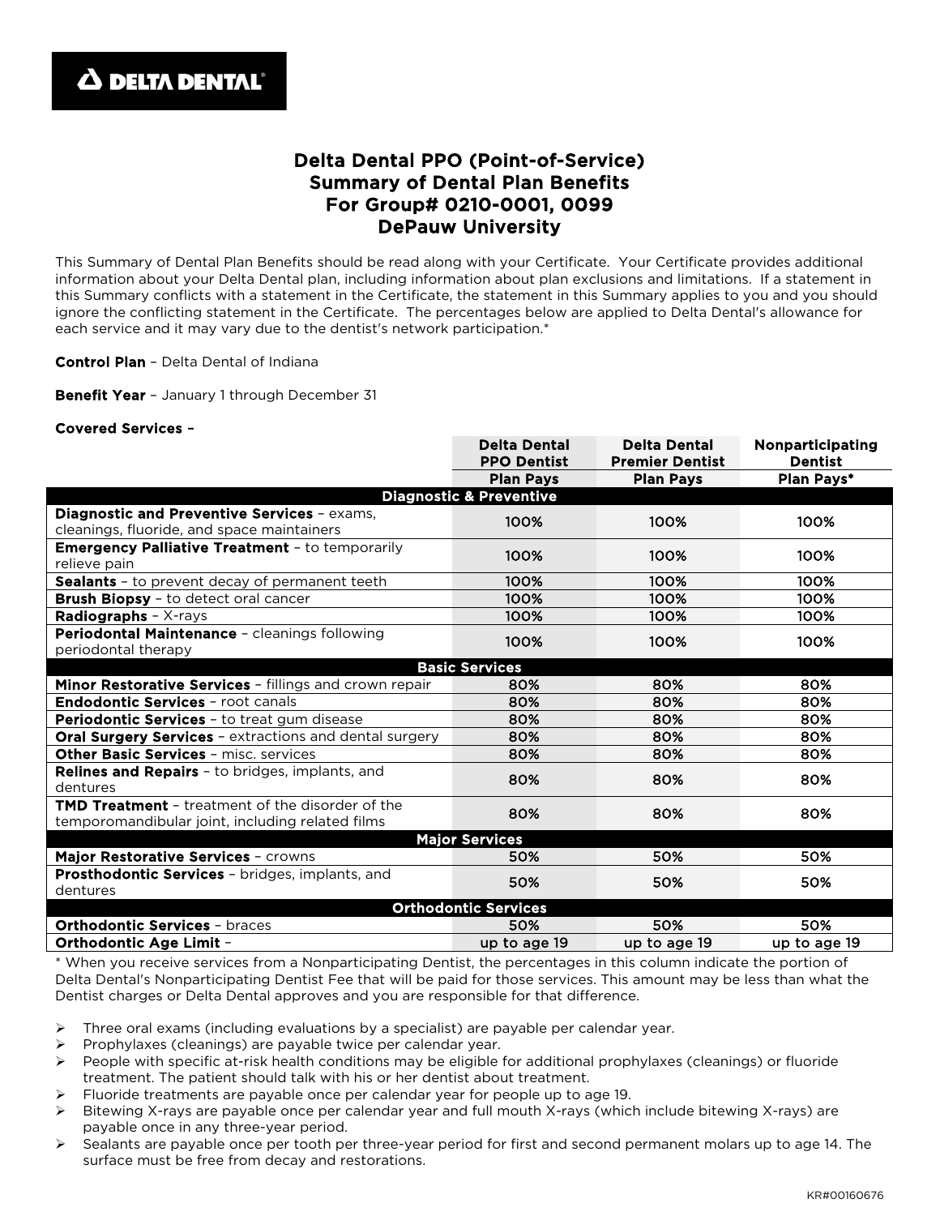**DELTA DENTAL**

# Delta Dental PPO (Point-of-Service)
# Summary of Dental Plan Benefits
# For Group# 0210-0001, 0099
# DePauw University

This Summary of Dental Plan Benefits should be read along with your Certificate. Your Certificate provides additional information about your Delta Dental plan, including information about plan exclusions and limitations. If a statement in this Summary conflicts with a statement in the Certificate, the statement in this Summary applies to you and you should ignore the conflicting statement in the Certificate. The percentages below are applied to Delta Dental's allowance for each service and it may vary due to the dentist's network participation.*

**Control Plan** – Delta Dental of Indiana

**Benefit Year** – January 1 through December 31

**Covered Services** –

| | Delta Dental PPO Dentist | Delta Dental Premier Dentist | Nonparticipating Dentist |
|---|---|---|---|
| | **Plan Pays** | **Plan Pays** | **Plan Pays*** |
| **Diagnostic & Preventive** | | | |
| **Diagnostic and Preventive Services** – exams, cleanings, fluoride, and space maintainers | 100% | 100% | 100% |
| **Emergency Palliative Treatment** – to temporarily relieve pain | 100% | 100% | 100% |
| **Sealants** – to prevent decay of permanent teeth | 100% | 100% | 100% |
| **Brush Biopsy** – to detect oral cancer | 100% | 100% | 100% |
| **Radiographs** – X-rays | 100% | 100% | 100% |
| **Periodontal Maintenance** – cleanings following periodontal therapy | 100% | 100% | 100% |
| **Basic Services** | | | |
| **Minor Restorative Services** – fillings and crown repair | 80% | 80% | 80% |
| **Endodontic Services** – root canals | 80% | 80% | 80% |
| **Periodontic Services** – to treat gum disease | 80% | 80% | 80% |
| **Oral Surgery Services** – extractions and dental surgery | 80% | 80% | 80% |
| **Other Basic Services** – misc. services | 80% | 80% | 80% |
| **Relines and Repairs** – to bridges, implants, and dentures | 80% | 80% | 80% |
| **TMD Treatment** – treatment of the disorder of the temporomandibular joint, including related films | 80% | 80% | 80% |
| **Major Services** | | | |
| **Major Restorative Services** – crowns | 50% | 50% | 50% |
| **Prosthodontic Services** – bridges, implants, and dentures | 50% | 50% | 50% |
| **Orthodontic Services** | | | |
| **Orthodontic Services** – braces | 50% | 50% | 50% |
| **Orthodontic Age Limit** – | up to age 19 | up to age 19 | up to age 19 |

* When you receive services from a Nonparticipating Dentist, the percentages in this column indicate the portion of Delta Dental's Nonparticipating Dentist Fee that will be paid for those services. This amount may be less than what the Dentist charges or Delta Dental approves and you are responsible for that difference.

- Three oral exams (including evaluations by a specialist) are payable per calendar year.
- Prophylaxes (cleanings) are payable twice per calendar year.
- People with specific at-risk health conditions may be eligible for additional prophylaxes (cleanings) or fluoride treatment. The patient should talk with his or her dentist about treatment.
- Fluoride treatments are payable once per calendar year for people up to age 19.
- Bitewing X-rays are payable once per calendar year and full mouth X-rays (which include bitewing X-rays) are payable once in any three-year period.
- Sealants are payable once per tooth per three-year period for first and second permanent molars up to age 14. The surface must be free from decay and restorations.

KR#00160676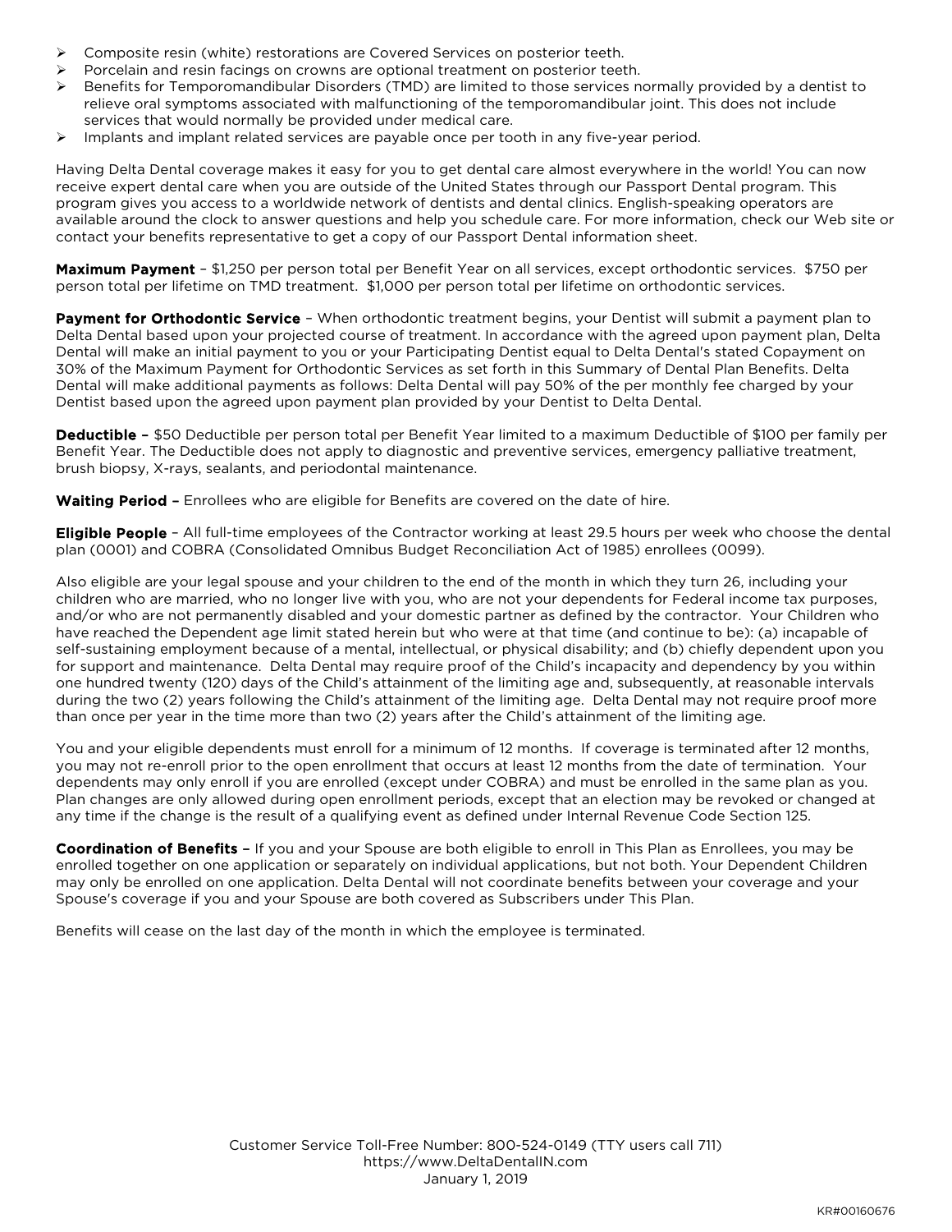- Composite resin (white) restorations are Covered Services on posterior teeth.
- Porcelain and resin facings on crowns are optional treatment on posterior teeth.
- Benefits for Temporomandibular Disorders (TMD) are limited to those services normally provided by a dentist to relieve oral symptoms associated with malfunctioning of the temporomandibular joint. This does not include services that would normally be provided under medical care.
- Implants and implant related services are payable once per tooth in any five-year period.

Having Delta Dental coverage makes it easy for you to get dental care almost everywhere in the world! You can now receive expert dental care when you are outside of the United States through our Passport Dental program. This program gives you access to a worldwide network of dentists and dental clinics. English-speaking operators are available around the clock to answer questions and help you schedule care. For more information, check our Web site or contact your benefits representative to get a copy of our Passport Dental information sheet.

**Maximum Payment** – $1,250 per person total per Benefit Year on all services, except orthodontic services. $750 per person total per lifetime on TMD treatment. $1,000 per person total per lifetime on orthodontic services.

**Payment for Orthodontic Service** – When orthodontic treatment begins, your Dentist will submit a payment plan to Delta Dental based upon your projected course of treatment. In accordance with the agreed upon payment plan, Delta Dental will make an initial payment to you or your Participating Dentist equal to Delta Dental's stated Copayment on 30% of the Maximum Payment for Orthodontic Services as set forth in this Summary of Dental Plan Benefits. Delta Dental will make additional payments as follows: Delta Dental will pay 50% of the per monthly fee charged by your Dentist based upon the agreed upon payment plan provided by your Dentist to Delta Dental.

**Deductible –** $50 Deductible per person total per Benefit Year limited to a maximum Deductible of $100 per family per Benefit Year. The Deductible does not apply to diagnostic and preventive services, emergency palliative treatment, brush biopsy, X-rays, sealants, and periodontal maintenance.

**Waiting Period –** Enrollees who are eligible for Benefits are covered on the date of hire.

**Eligible People** – All full-time employees of the Contractor working at least 29.5 hours per week who choose the dental plan (0001) and COBRA (Consolidated Omnibus Budget Reconciliation Act of 1985) enrollees (0099).

Also eligible are your legal spouse and your children to the end of the month in which they turn 26, including your children who are married, who no longer live with you, who are not your dependents for Federal income tax purposes, and/or who are not permanently disabled and your domestic partner as defined by the contractor. Your Children who have reached the Dependent age limit stated herein but who were at that time (and continue to be): (a) incapable of self-sustaining employment because of a mental, intellectual, or physical disability; and (b) chiefly dependent upon you for support and maintenance. Delta Dental may require proof of the Child's incapacity and dependency by you within one hundred twenty (120) days of the Child's attainment of the limiting age and, subsequently, at reasonable intervals during the two (2) years following the Child's attainment of the limiting age. Delta Dental may not require proof more than once per year in the time more than two (2) years after the Child's attainment of the limiting age.

You and your eligible dependents must enroll for a minimum of 12 months. If coverage is terminated after 12 months, you may not re-enroll prior to the open enrollment that occurs at least 12 months from the date of termination. Your dependents may only enroll if you are enrolled (except under COBRA) and must be enrolled in the same plan as you. Plan changes are only allowed during open enrollment periods, except that an election may be revoked or changed at any time if the change is the result of a qualifying event as defined under Internal Revenue Code Section 125.

**Coordination of Benefits –** If you and your Spouse are both eligible to enroll in This Plan as Enrollees, you may be enrolled together on one application or separately on individual applications, but not both. Your Dependent Children may only be enrolled on one application. Delta Dental will not coordinate benefits between your coverage and your Spouse's coverage if you and your Spouse are both covered as Subscribers under This Plan.

Benefits will cease on the last day of the month in which the employee is terminated.

Customer Service Toll-Free Number: 800-524-0149 (TTY users call 711)
https://www.DeltaDentalIN.com
January 1, 2019

KR#00160676